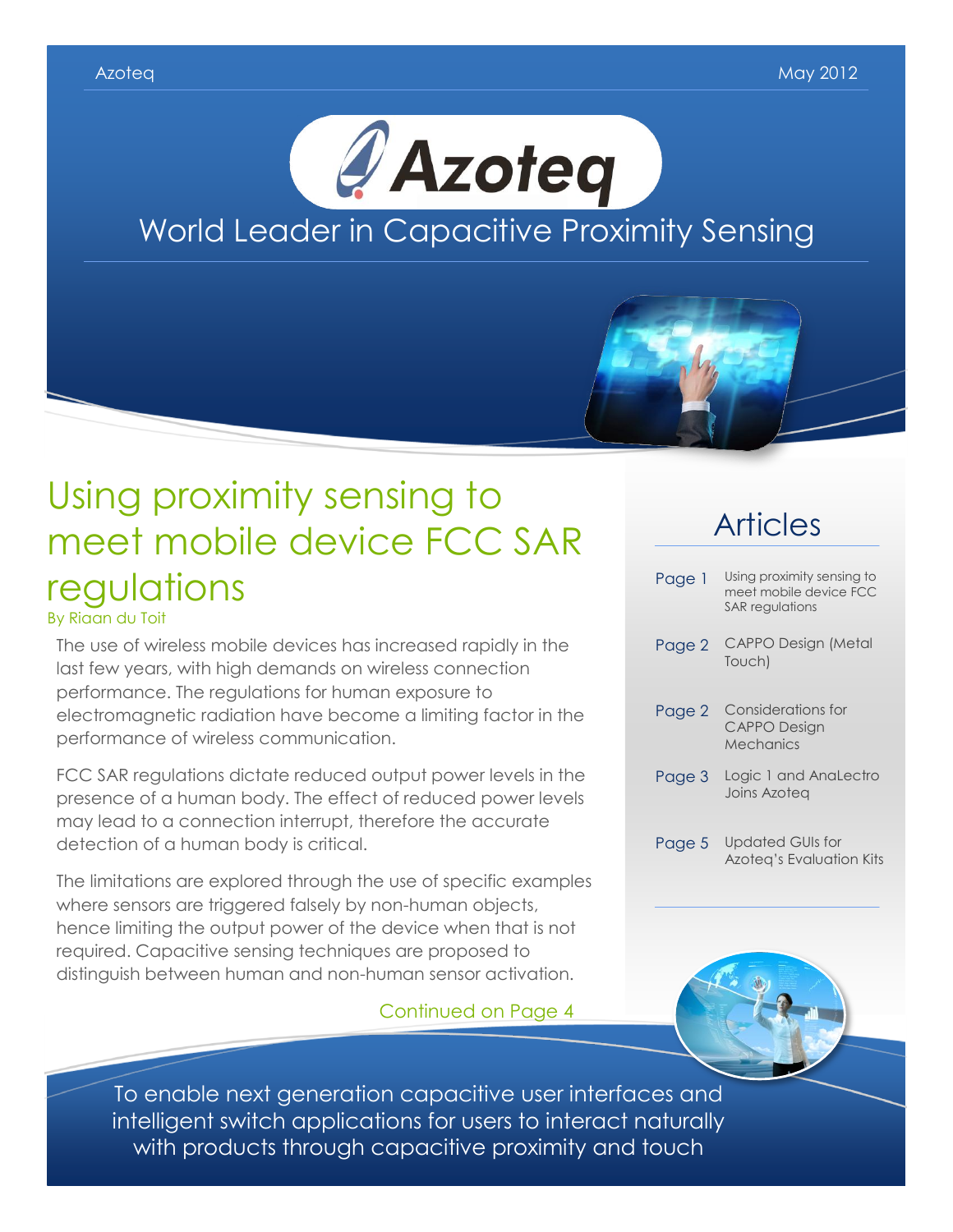Azoteq

May 2012

# Azoteq

World Leader in Capacitive Proximity Sensing

## Using proximity sensing to meet mobile device FCC SAR regulations

By Riaan du Toit

The use of wireless mobile devices has increased rapidly in the last few years, with high demands on wireless connection performance. The regulations for human exposure to electromagnetic radiation have become a limiting factor in the performance of wireless communication.

FCC SAR regulations dictate reduced output power levels in the presence of a human body. The effect of reduced power levels may lead to a connection interrupt, therefore the accurate detection of a human body is critical.

The limitations are explored through the use of specific examples where sensors are triggered falsely by non-human objects, hence limiting the output power of the device when that is not required. Capacitive sensing techniques are proposed to distinguish between human and non-human sensor activation.

Continued on Page 4

## Articles

| | |
|---|---|
| Page 1 | Using proximity sensing to meet mobile device FCC SAR regulations |
| Page 2 | CAPPO Design (Metal Touch) |
| Page 2 | Considerations for CAPPO Design Mechanics |
| Page 3 | Logic 1 and AnaLectro Joins Azoteq |
| Page 5 | Updated GUIs for Azoteq's Evaluation Kits |

To enable next generation capacitive user interfaces and intelligent switch applications for users to interact naturally with products through capacitive proximity and touch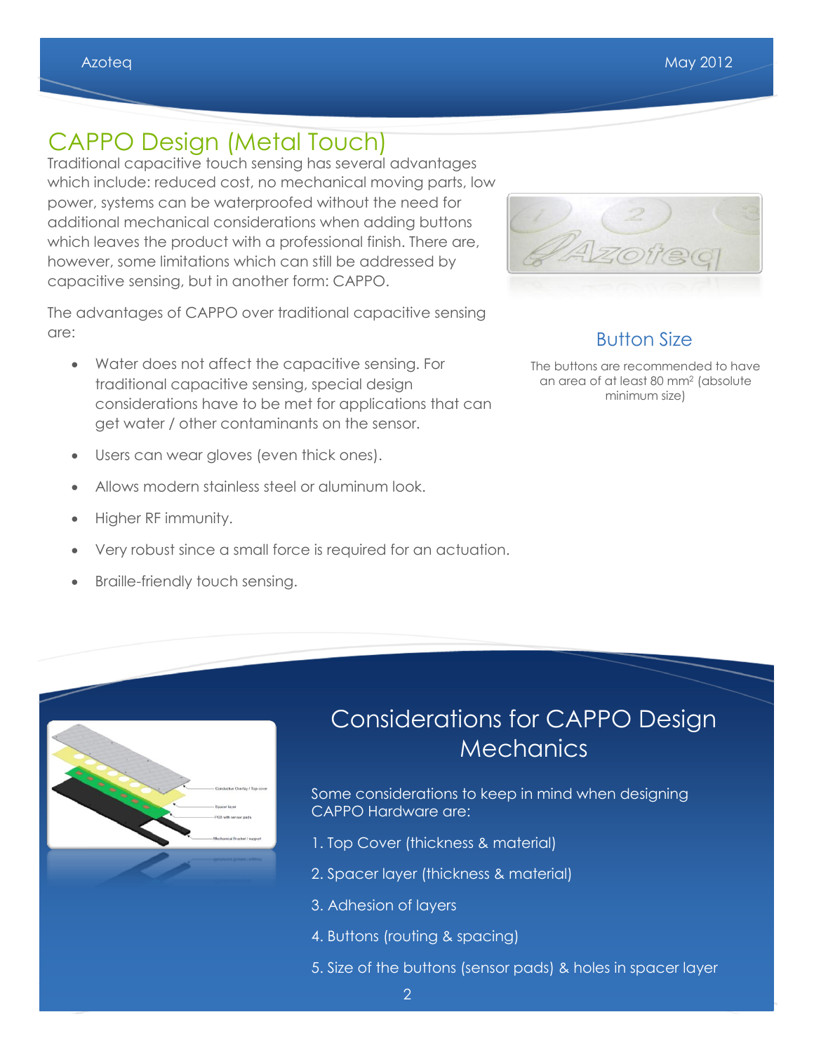# CAPPO Design (Metal Touch)

Traditional capacitive touch sensing has several advantages which include: reduced cost, no mechanical moving parts, low power, systems can be waterproofed without the need for additional mechanical considerations when adding buttons which leaves the product with a professional finish. There are, however, some limitations which can still be addressed by capacitive sensing, but in another form: CAPPO.

The advantages of CAPPO over traditional capacitive sensing are:

- Water does not affect the capacitive sensing. For traditional capacitive sensing, special design considerations have to be met for applications that can get water / other contaminants on the sensor.
- Users can wear gloves (even thick ones).
- Allows modern stainless steel or aluminum look.
- Higher RF immunity.
- Very robust since a small force is required for an actuation.
- Braille-friendly touch sensing.

## Button Size

The buttons are recommended to have an area of at least 80 $mm^2$ (absolute minimum size)

## Considerations for CAPPO Design Mechanics

Some considerations to keep in mind when designing CAPPO Hardware are:

1. Top Cover (thickness & material)
2. Spacer layer (thickness & material)
3. Adhesion of layers
4. Buttons (routing & spacing)
5. Size of the buttons (sensor pads) & holes in spacer layer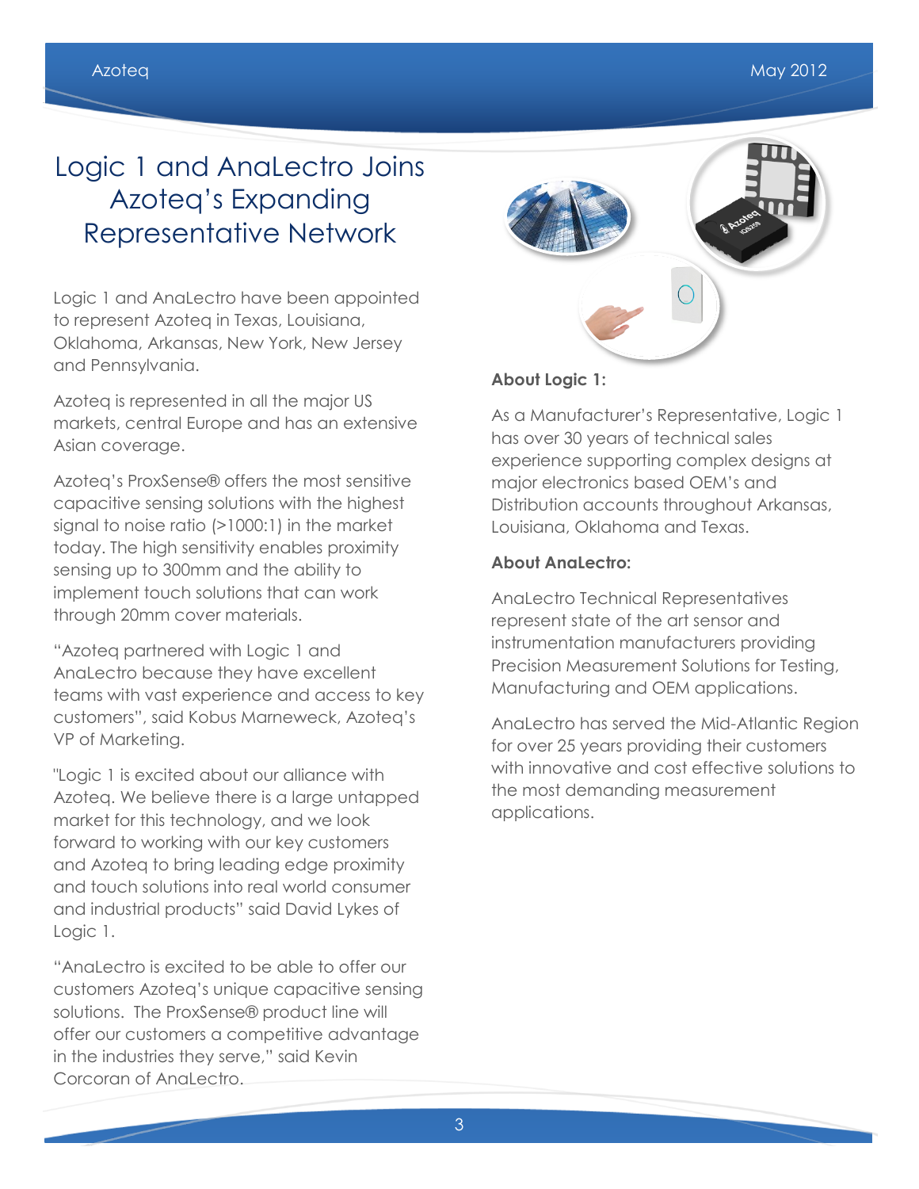# Logic 1 and AnaLectro Joins Azoteq's Expanding Representative Network

Logic 1 and AnaLectro have been appointed to represent Azoteq in Texas, Louisiana, Oklahoma, Arkansas, New York, New Jersey and Pennsylvania.

Azoteq is represented in all the major US markets, central Europe and has an extensive Asian coverage.

Azoteq's ProxSense® offers the most sensitive capacitive sensing solutions with the highest signal to noise ratio (>1000:1) in the market today. The high sensitivity enables proximity sensing up to 300mm and the ability to implement touch solutions that can work through 20mm cover materials.

"Azoteq partnered with Logic 1 and AnaLectro because they have excellent teams with vast experience and access to key customers", said Kobus Marneweck, Azoteq's VP of Marketing.

"Logic 1 is excited about our alliance with Azoteq. We believe there is a large untapped market for this technology, and we look forward to working with our key customers and Azoteq to bring leading edge proximity and touch solutions into real world consumer and industrial products" said David Lykes of Logic 1.

"AnaLectro is excited to be able to offer our customers Azoteq's unique capacitive sensing solutions. The ProxSense® product line will offer our customers a competitive advantage in the industries they serve," said Kevin Corcoran of AnaLectro.

**About Logic 1:**

As a Manufacturer's Representative, Logic 1 has over 30 years of technical sales experience supporting complex designs at major electronics based OEM's and Distribution accounts throughout Arkansas, Louisiana, Oklahoma and Texas.

**About AnaLectro:**

AnaLectro Technical Representatives represent state of the art sensor and instrumentation manufacturers providing Precision Measurement Solutions for Testing, Manufacturing and OEM applications.

AnaLectro has served the Mid-Atlantic Region for over 25 years providing their customers with innovative and cost effective solutions to the most demanding measurement applications.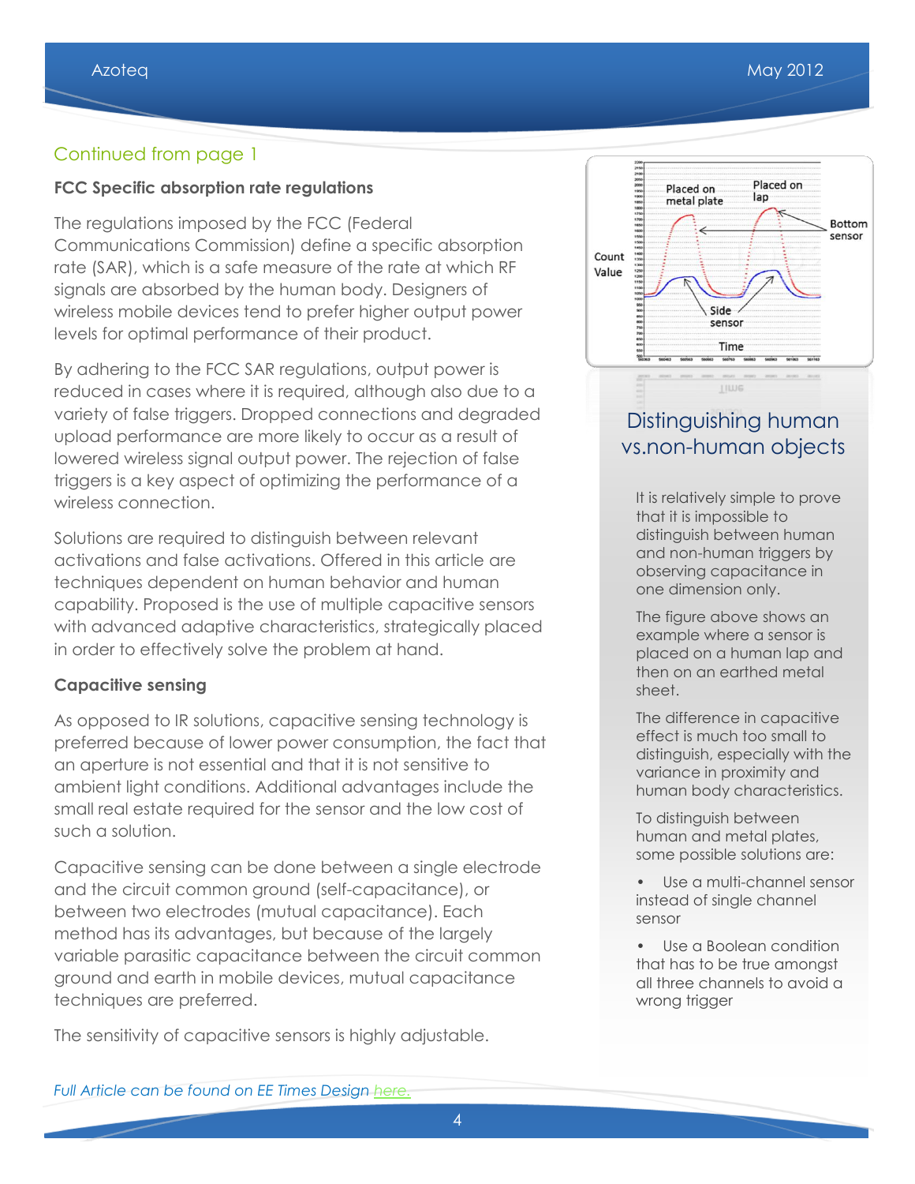Continued from page 1

**FCC Specific absorption rate regulations**

The regulations imposed by the FCC (Federal Communications Commission) define a specific absorption rate (SAR), which is a safe measure of the rate at which RF signals are absorbed by the human body. Designers of wireless mobile devices tend to prefer higher output power levels for optimal performance of their product.

By adhering to the FCC SAR regulations, output power is reduced in cases where it is required, although also due to a variety of false triggers. Dropped connections and degraded upload performance are more likely to occur as a result of lowered wireless signal output power. The rejection of false triggers is a key aspect of optimizing the performance of a wireless connection.

Solutions are required to distinguish between relevant activations and false activations. Offered in this article are techniques dependent on human behavior and human capability. Proposed is the use of multiple capacitive sensors with advanced adaptive characteristics, strategically placed in order to effectively solve the problem at hand.

**Capacitive sensing**

As opposed to IR solutions, capacitive sensing technology is preferred because of lower power consumption, the fact that an aperture is not essential and that it is not sensitive to ambient light conditions. Additional advantages include the small real estate required for the sensor and the low cost of such a solution.

Capacitive sensing can be done between a single electrode and the circuit common ground (self-capacitance), or between two electrodes (mutual capacitance). Each method has its advantages, but because of the largely variable parasitic capacitance between the circuit common ground and earth in mobile devices, mutual capacitance techniques are preferred.

The sensitivity of capacitive sensors is highly adjustable.

*Full Article can be found on EE Times Design here.*

## Distinguishing human vs.non-human objects

It is relatively simple to prove that it is impossible to distinguish between human and non-human triggers by observing capacitance in one dimension only.

The figure above shows an example where a sensor is placed on a human lap and then on an earthed metal sheet.

The difference in capacitive effect is much too small to distinguish, especially with the variance in proximity and human body characteristics.

To distinguish between human and metal plates, some possible solutions are:

- Use a multi-channel sensor instead of single channel sensor
- Use a Boolean condition that has to be true amongst all three channels to avoid a wrong trigger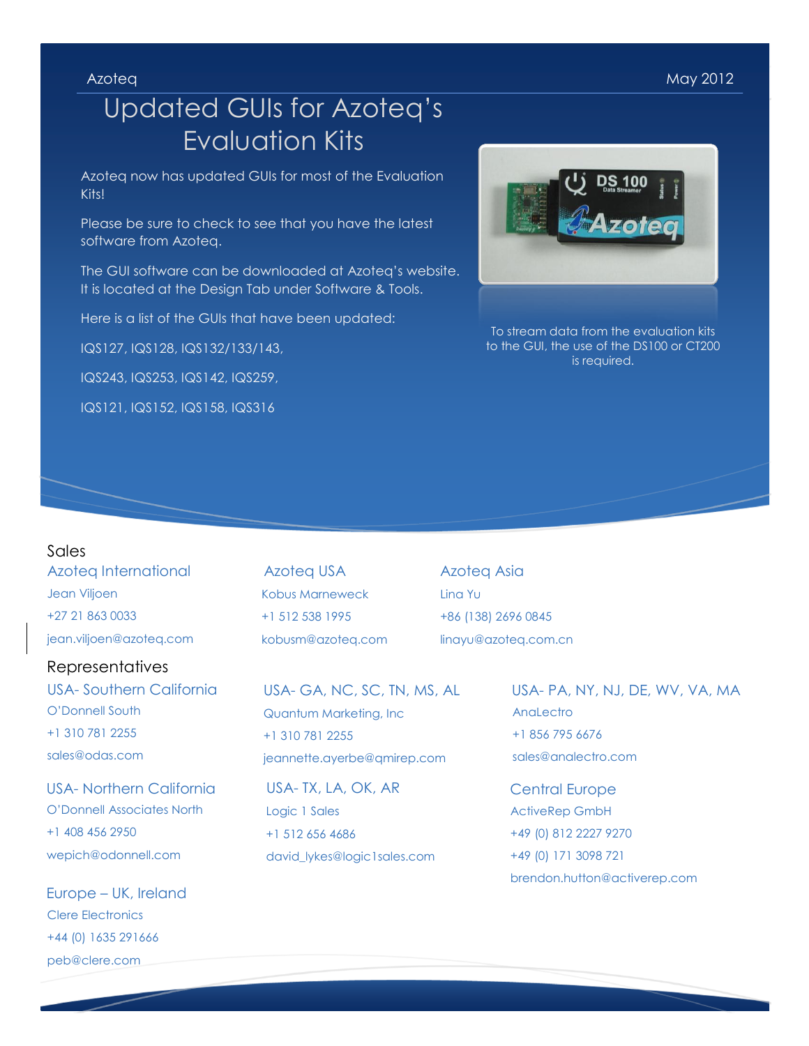Azoteq — May 2012

# Updated GUIs for Azoteq's Evaluation Kits

Azoteq now has updated GUIs for most of the Evaluation Kits!

Please be sure to check to see that you have the latest software from Azoteq.

The GUI software can be downloaded at Azoteq's website. It is located at the Design Tab under Software & Tools.

Here is a list of the GUIs that have been updated:

IQS127, IQS128, IQS132/133/143,

IQS243, IQS253, IQS142, IQS259,

IQS121, IQS152, IQS158, IQS316

To stream data from the evaluation kits to the GUI, the use of the DS100 or CT200 is required.

## Sales

### Azoteq International
Jean Viljoen
+27 21 863 0033
jean.viljoen@azoteq.com

### Azoteq USA
Kobus Marneweck
+1 512 538 1995
kobusm@azoteq.com

### Azoteq Asia
Lina Yu
+86 (138) 2696 0845
linayu@azoteq.com.cn

## Representatives

### USA- Southern California
O'Donnell South
+1 310 781 2255
sales@odas.com

### USA- Northern California
O'Donnell Associates North
+1 408 456 2950
wepich@odonnell.com

### Europe – UK, Ireland
Clere Electronics
+44 (0) 1635 291666
peb@clere.com

### USA- GA, NC, SC, TN, MS, AL
Quantum Marketing, Inc
+1 310 781 2255
jeannette.ayerbe@qmirep.com

### USA- TX, LA, OK, AR
Logic 1 Sales
+1 512 656 4686
david_lykes@logic1sales.com

### USA- PA, NY, NJ, DE, WV, VA, MA
AnaLectro
+1 856 795 6676
sales@analectro.com

### Central Europe
ActiveRep GmbH
+49 (0) 812 2227 9270
+49 (0) 171 3098 721
brendon.hutton@activerep.com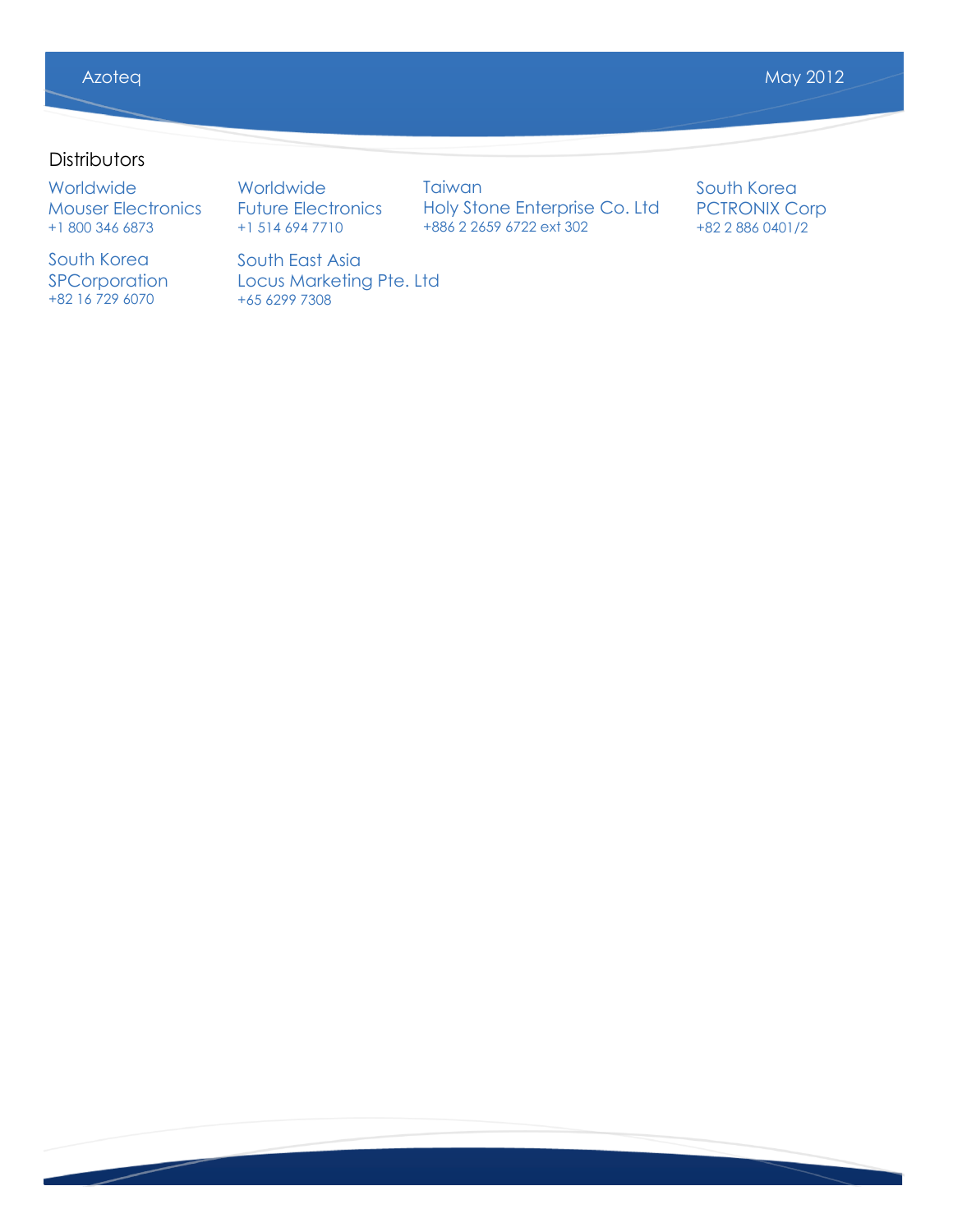## Distributors

Worldwide
Mouser Electronics
+1 800 346 6873

Worldwide
Future Electronics
+1 514 694 7710

Taiwan
Holy Stone Enterprise Co. Ltd
+886 2 2659 6722 ext 302

South Korea
PCTRONIX Corp
+82 2 886 0401/2

South Korea
SPCorporation
+82 16 729 6070

South East Asia
Locus Marketing Pte. Ltd
+65 6299 7308